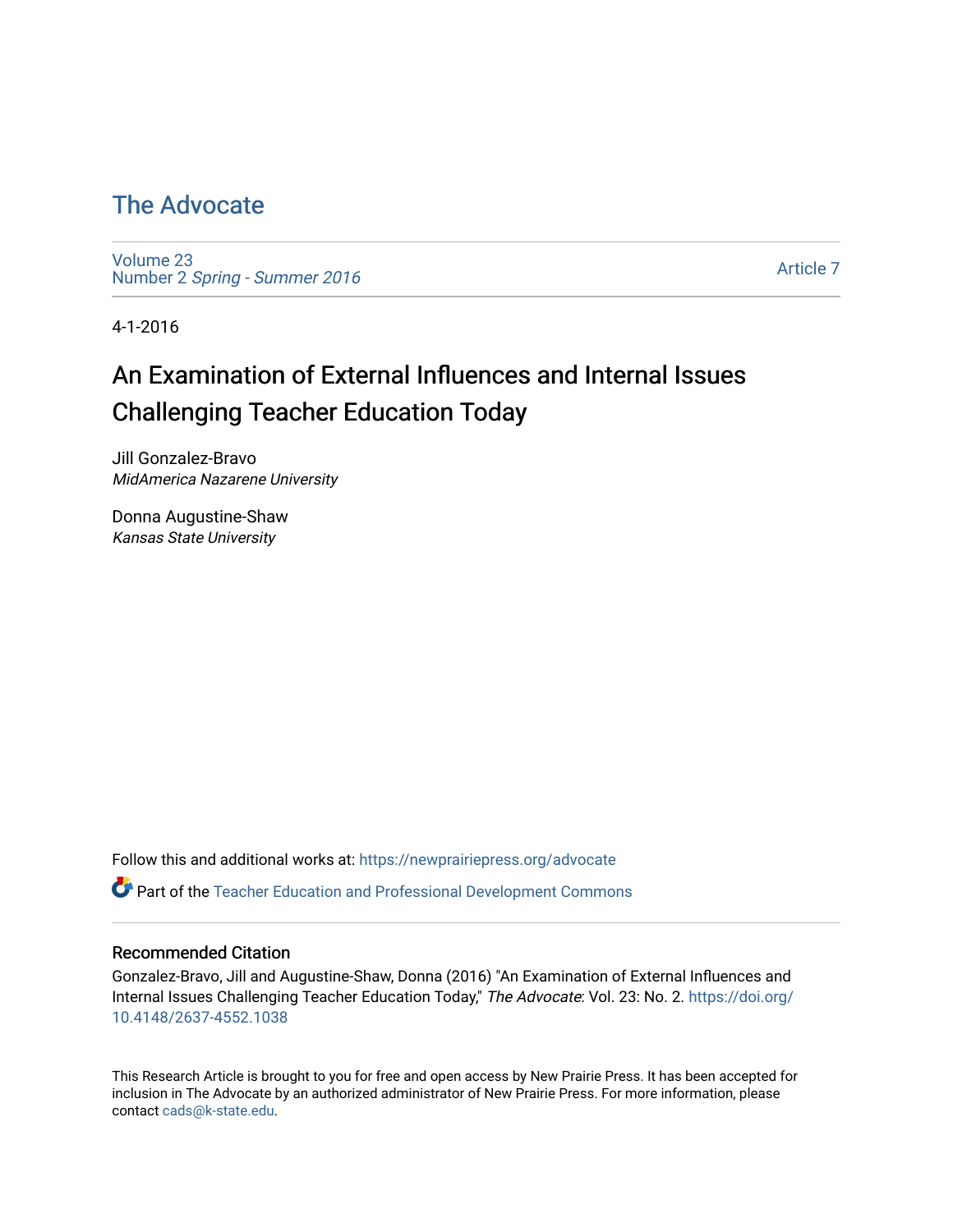# The Advocate

Volume 23
Number 2 *Spring - Summer 2016*

Article 7

4-1-2016

## An Examination of External Influences and Internal Issues Challenging Teacher Education Today

Jill Gonzalez-Bravo
*MidAmerica Nazarene University*

Donna Augustine-Shaw
*Kansas State University*

Follow this and additional works at: https://newprairiepress.org/advocate

Part of the Teacher Education and Professional Development Commons

### Recommended Citation

Gonzalez-Bravo, Jill and Augustine-Shaw, Donna (2016) "An Examination of External Influences and Internal Issues Challenging Teacher Education Today," *The Advocate*: Vol. 23: No. 2. https://doi.org/10.4148/2637-4552.1038

This Research Article is brought to you for free and open access by New Prairie Press. It has been accepted for inclusion in The Advocate by an authorized administrator of New Prairie Press. For more information, please contact cads@k-state.edu.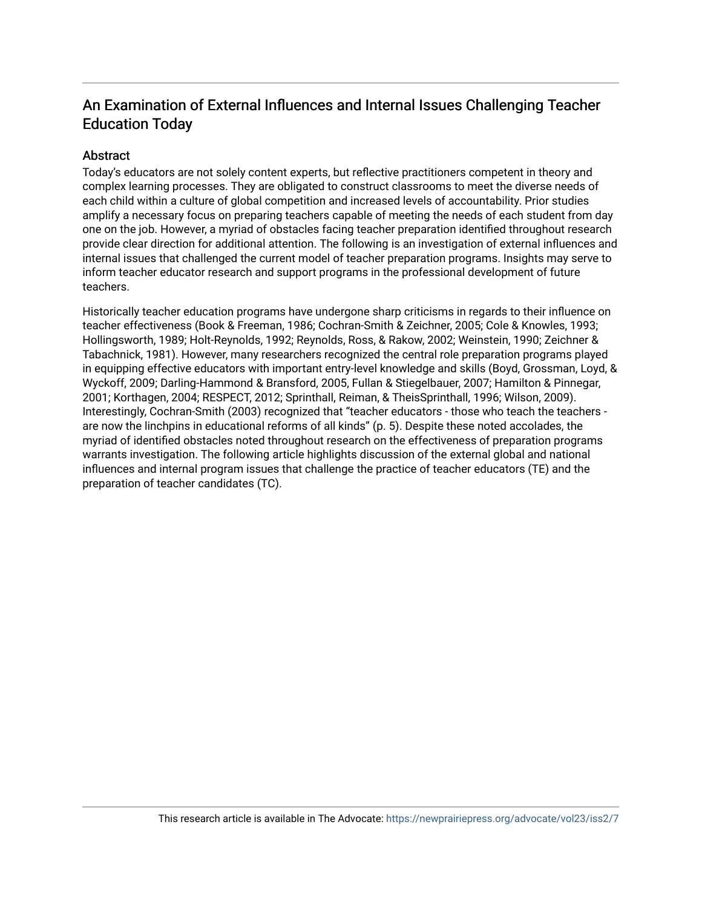## An Examination of External Influences and Internal Issues Challenging Teacher Education Today

### Abstract

Today's educators are not solely content experts, but reflective practitioners competent in theory and complex learning processes. They are obligated to construct classrooms to meet the diverse needs of each child within a culture of global competition and increased levels of accountability. Prior studies amplify a necessary focus on preparing teachers capable of meeting the needs of each student from day one on the job. However, a myriad of obstacles facing teacher preparation identified throughout research provide clear direction for additional attention. The following is an investigation of external influences and internal issues that challenged the current model of teacher preparation programs. Insights may serve to inform teacher educator research and support programs in the professional development of future teachers.

Historically teacher education programs have undergone sharp criticisms in regards to their influence on teacher effectiveness (Book & Freeman, 1986; Cochran-Smith & Zeichner, 2005; Cole & Knowles, 1993; Hollingsworth, 1989; Holt-Reynolds, 1992; Reynolds, Ross, & Rakow, 2002; Weinstein, 1990; Zeichner & Tabachnick, 1981). However, many researchers recognized the central role preparation programs played in equipping effective educators with important entry-level knowledge and skills (Boyd, Grossman, Loyd, & Wyckoff, 2009; Darling-Hammond & Bransford, 2005, Fullan & Stiegelbauer, 2007; Hamilton & Pinnegar, 2001; Korthagen, 2004; RESPECT, 2012; Sprinthall, Reiman, & TheisSprinthall, 1996; Wilson, 2009). Interestingly, Cochran-Smith (2003) recognized that "teacher educators - those who teach the teachers - are now the linchpins in educational reforms of all kinds" (p. 5). Despite these noted accolades, the myriad of identified obstacles noted throughout research on the effectiveness of preparation programs warrants investigation. The following article highlights discussion of the external global and national influences and internal program issues that challenge the practice of teacher educators (TE) and the preparation of teacher candidates (TC).

This research article is available in The Advocate: https://newprairiepress.org/advocate/vol23/iss2/7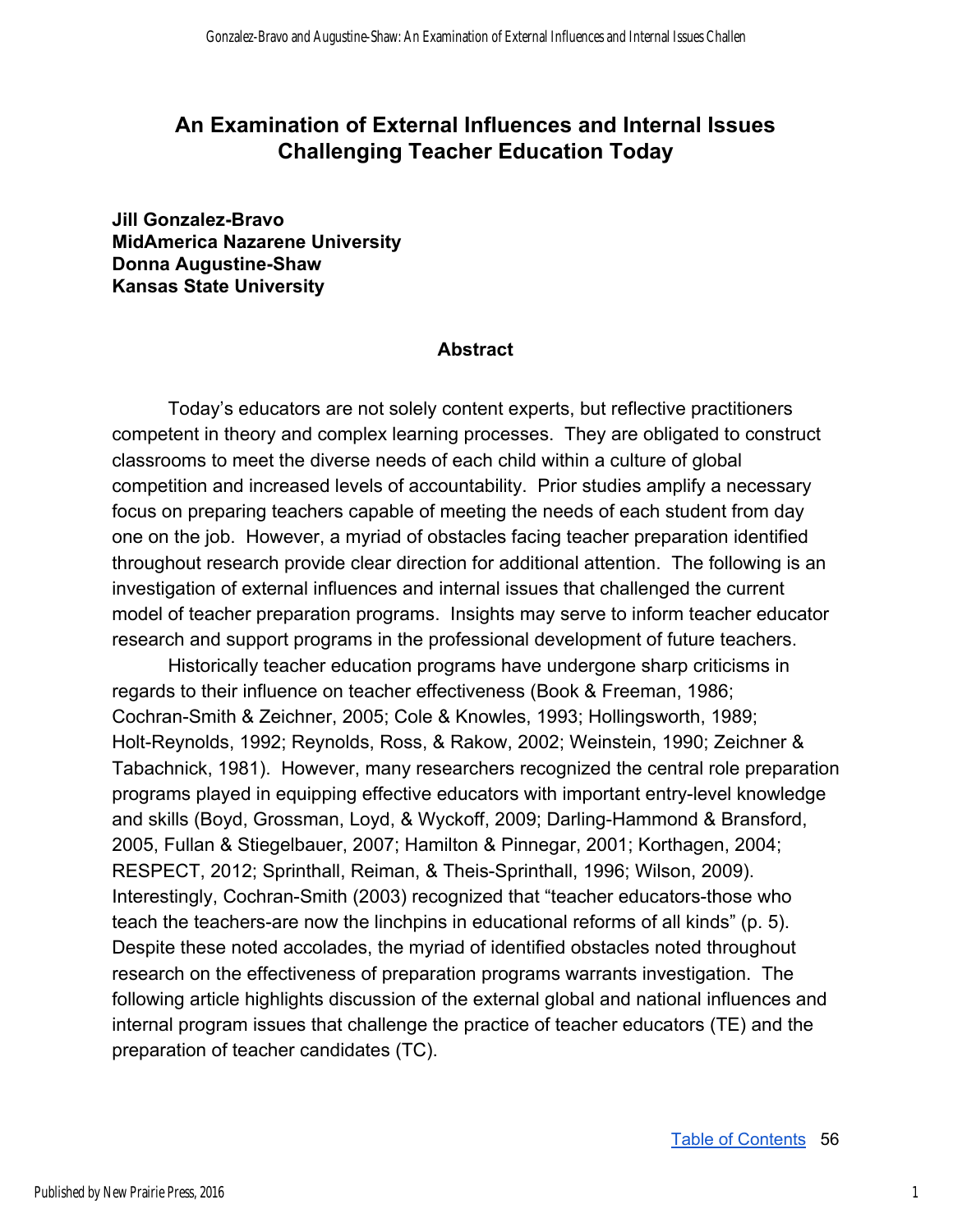# An Examination of External Influences and Internal Issues Challenging Teacher Education Today

**Jill Gonzalez-Bravo**
**MidAmerica Nazarene University**
**Donna Augustine-Shaw**
**Kansas State University**

## Abstract

Today's educators are not solely content experts, but reflective practitioners competent in theory and complex learning processes. They are obligated to construct classrooms to meet the diverse needs of each child within a culture of global competition and increased levels of accountability. Prior studies amplify a necessary focus on preparing teachers capable of meeting the needs of each student from day one on the job. However, a myriad of obstacles facing teacher preparation identified throughout research provide clear direction for additional attention. The following is an investigation of external influences and internal issues that challenged the current model of teacher preparation programs. Insights may serve to inform teacher educator research and support programs in the professional development of future teachers.

Historically teacher education programs have undergone sharp criticisms in regards to their influence on teacher effectiveness (Book & Freeman, 1986; Cochran-Smith & Zeichner, 2005; Cole & Knowles, 1993; Hollingsworth, 1989; Holt-Reynolds, 1992; Reynolds, Ross, & Rakow, 2002; Weinstein, 1990; Zeichner & Tabachnick, 1981). However, many researchers recognized the central role preparation programs played in equipping effective educators with important entry-level knowledge and skills (Boyd, Grossman, Loyd, & Wyckoff, 2009; Darling-Hammond & Bransford, 2005, Fullan & Stiegelbauer, 2007; Hamilton & Pinnegar, 2001; Korthagen, 2004; RESPECT, 2012; Sprinthall, Reiman, & Theis-Sprinthall, 1996; Wilson, 2009). Interestingly, Cochran-Smith (2003) recognized that "teacher educators-those who teach the teachers-are now the linchpins in educational reforms of all kinds" (p. 5). Despite these noted accolades, the myriad of identified obstacles noted throughout research on the effectiveness of preparation programs warrants investigation. The following article highlights discussion of the external global and national influences and internal program issues that challenge the practice of teacher educators (TE) and the preparation of teacher candidates (TC).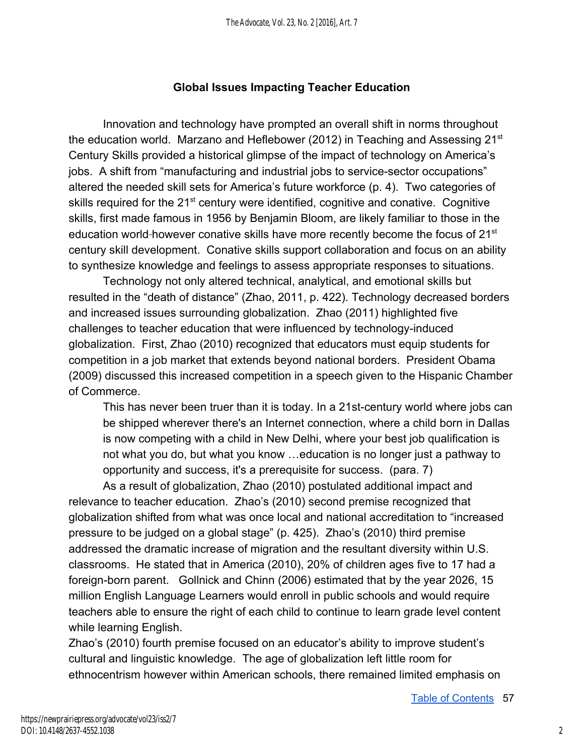## Global Issues Impacting Teacher Education

Innovation and technology have prompted an overall shift in norms throughout the education world. Marzano and Heflebower (2012) in Teaching and Assessing 21st Century Skills provided a historical glimpse of the impact of technology on America's jobs. A shift from "manufacturing and industrial jobs to service-sector occupations" altered the needed skill sets for America's future workforce (p. 4). Two categories of skills required for the 21st century were identified, cognitive and conative. Cognitive skills, first made famous in 1956 by Benjamin Bloom, are likely familiar to those in the education world-however conative skills have more recently become the focus of 21st century skill development. Conative skills support collaboration and focus on an ability to synthesize knowledge and feelings to assess appropriate responses to situations.

Technology not only altered technical, analytical, and emotional skills but resulted in the "death of distance" (Zhao, 2011, p. 422). Technology decreased borders and increased issues surrounding globalization. Zhao (2011) highlighted five challenges to teacher education that were influenced by technology-induced globalization. First, Zhao (2010) recognized that educators must equip students for competition in a job market that extends beyond national borders. President Obama (2009) discussed this increased competition in a speech given to the Hispanic Chamber of Commerce.

> This has never been truer than it is today. In a 21st-century world where jobs can be shipped wherever there's an Internet connection, where a child born in Dallas is now competing with a child in New Delhi, where your best job qualification is not what you do, but what you know …education is no longer just a pathway to opportunity and success, it's a prerequisite for success. (para. 7)

As a result of globalization, Zhao (2010) postulated additional impact and relevance to teacher education. Zhao's (2010) second premise recognized that globalization shifted from what was once local and national accreditation to "increased pressure to be judged on a global stage" (p. 425). Zhao's (2010) third premise addressed the dramatic increase of migration and the resultant diversity within U.S. classrooms. He stated that in America (2010), 20% of children ages five to 17 had a foreign-born parent. Gollnick and Chinn (2006) estimated that by the year 2026, 15 million English Language Learners would enroll in public schools and would require teachers able to ensure the right of each child to continue to learn grade level content while learning English.

Zhao's (2010) fourth premise focused on an educator's ability to improve student's cultural and linguistic knowledge. The age of globalization left little room for ethnocentrism however within American schools, there remained limited emphasis on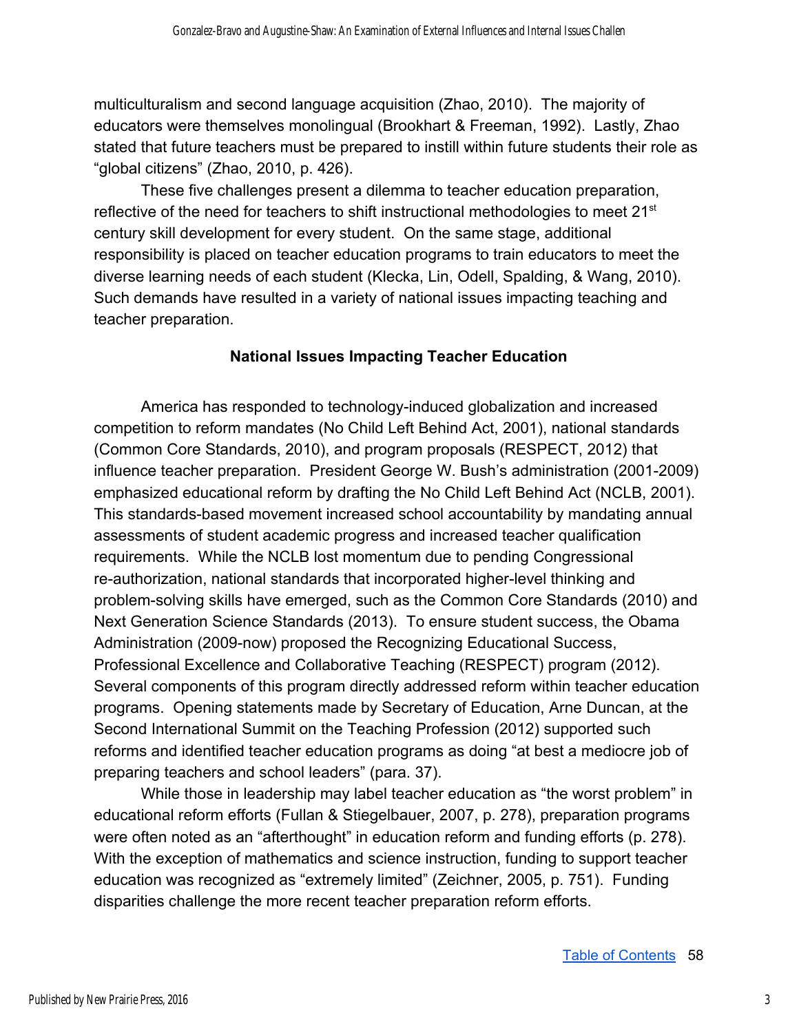multiculturalism and second language acquisition (Zhao, 2010). The majority of educators were themselves monolingual (Brookhart & Freeman, 1992). Lastly, Zhao stated that future teachers must be prepared to instill within future students their role as "global citizens" (Zhao, 2010, p. 426).

These five challenges present a dilemma to teacher education preparation, reflective of the need for teachers to shift instructional methodologies to meet 21st century skill development for every student. On the same stage, additional responsibility is placed on teacher education programs to train educators to meet the diverse learning needs of each student (Klecka, Lin, Odell, Spalding, & Wang, 2010). Such demands have resulted in a variety of national issues impacting teaching and teacher preparation.

## National Issues Impacting Teacher Education

America has responded to technology-induced globalization and increased competition to reform mandates (No Child Left Behind Act, 2001), national standards (Common Core Standards, 2010), and program proposals (RESPECT, 2012) that influence teacher preparation. President George W. Bush's administration (2001-2009) emphasized educational reform by drafting the No Child Left Behind Act (NCLB, 2001). This standards-based movement increased school accountability by mandating annual assessments of student academic progress and increased teacher qualification requirements. While the NCLB lost momentum due to pending Congressional re-authorization, national standards that incorporated higher-level thinking and problem-solving skills have emerged, such as the Common Core Standards (2010) and Next Generation Science Standards (2013). To ensure student success, the Obama Administration (2009-now) proposed the Recognizing Educational Success, Professional Excellence and Collaborative Teaching (RESPECT) program (2012). Several components of this program directly addressed reform within teacher education programs. Opening statements made by Secretary of Education, Arne Duncan, at the Second International Summit on the Teaching Profession (2012) supported such reforms and identified teacher education programs as doing "at best a mediocre job of preparing teachers and school leaders" (para. 37).

While those in leadership may label teacher education as "the worst problem" in educational reform efforts (Fullan & Stiegelbauer, 2007, p. 278), preparation programs were often noted as an "afterthought" in education reform and funding efforts (p. 278). With the exception of mathematics and science instruction, funding to support teacher education was recognized as "extremely limited" (Zeichner, 2005, p. 751). Funding disparities challenge the more recent teacher preparation reform efforts.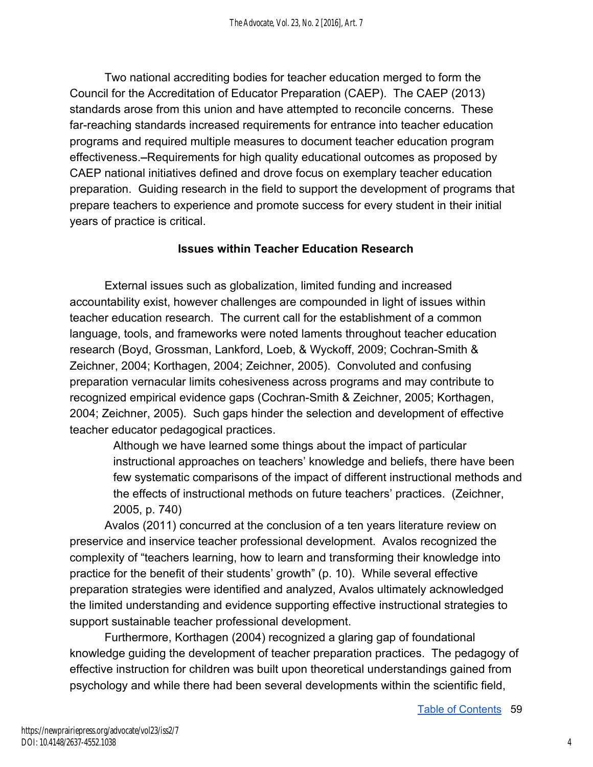Two national accrediting bodies for teacher education merged to form the Council for the Accreditation of Educator Preparation (CAEP). The CAEP (2013) standards arose from this union and have attempted to reconcile concerns. These far-reaching standards increased requirements for entrance into teacher education programs and required multiple measures to document teacher education program effectiveness.–Requirements for high quality educational outcomes as proposed by CAEP national initiatives defined and drove focus on exemplary teacher education preparation. Guiding research in the field to support the development of programs that prepare teachers to experience and promote success for every student in their initial years of practice is critical.

## Issues within Teacher Education Research

External issues such as globalization, limited funding and increased accountability exist, however challenges are compounded in light of issues within teacher education research. The current call for the establishment of a common language, tools, and frameworks were noted laments throughout teacher education research (Boyd, Grossman, Lankford, Loeb, & Wyckoff, 2009; Cochran-Smith & Zeichner, 2004; Korthagen, 2004; Zeichner, 2005). Convoluted and confusing preparation vernacular limits cohesiveness across programs and may contribute to recognized empirical evidence gaps (Cochran-Smith & Zeichner, 2005; Korthagen, 2004; Zeichner, 2005). Such gaps hinder the selection and development of effective teacher educator pedagogical practices.

> Although we have learned some things about the impact of particular instructional approaches on teachers' knowledge and beliefs, there have been few systematic comparisons of the impact of different instructional methods and the effects of instructional methods on future teachers' practices. (Zeichner, 2005, p. 740)

Avalos (2011) concurred at the conclusion of a ten years literature review on preservice and inservice teacher professional development. Avalos recognized the complexity of "teachers learning, how to learn and transforming their knowledge into practice for the benefit of their students' growth" (p. 10). While several effective preparation strategies were identified and analyzed, Avalos ultimately acknowledged the limited understanding and evidence supporting effective instructional strategies to support sustainable teacher professional development.

Furthermore, Korthagen (2004) recognized a glaring gap of foundational knowledge guiding the development of teacher preparation practices. The pedagogy of effective instruction for children was built upon theoretical understandings gained from psychology and while there had been several developments within the scientific field,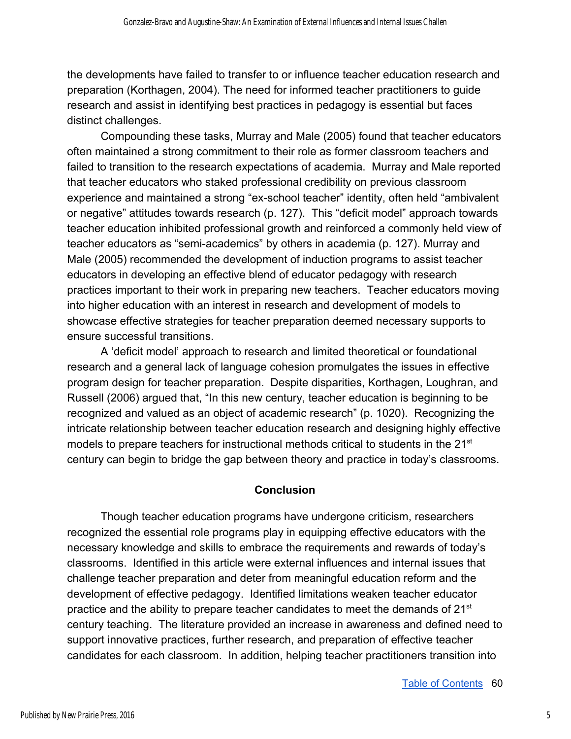the developments have failed to transfer to or influence teacher education research and preparation (Korthagen, 2004). The need for informed teacher practitioners to guide research and assist in identifying best practices in pedagogy is essential but faces distinct challenges.

Compounding these tasks, Murray and Male (2005) found that teacher educators often maintained a strong commitment to their role as former classroom teachers and failed to transition to the research expectations of academia. Murray and Male reported that teacher educators who staked professional credibility on previous classroom experience and maintained a strong "ex-school teacher" identity, often held "ambivalent or negative" attitudes towards research (p. 127). This "deficit model" approach towards teacher education inhibited professional growth and reinforced a commonly held view of teacher educators as "semi-academics" by others in academia (p. 127). Murray and Male (2005) recommended the development of induction programs to assist teacher educators in developing an effective blend of educator pedagogy with research practices important to their work in preparing new teachers. Teacher educators moving into higher education with an interest in research and development of models to showcase effective strategies for teacher preparation deemed necessary supports to ensure successful transitions.

A 'deficit model' approach to research and limited theoretical or foundational research and a general lack of language cohesion promulgates the issues in effective program design for teacher preparation. Despite disparities, Korthagen, Loughran, and Russell (2006) argued that, "In this new century, teacher education is beginning to be recognized and valued as an object of academic research" (p. 1020). Recognizing the intricate relationship between teacher education research and designing highly effective models to prepare teachers for instructional methods critical to students in the 21st century can begin to bridge the gap between theory and practice in today's classrooms.

## Conclusion

Though teacher education programs have undergone criticism, researchers recognized the essential role programs play in equipping effective educators with the necessary knowledge and skills to embrace the requirements and rewards of today's classrooms. Identified in this article were external influences and internal issues that challenge teacher preparation and deter from meaningful education reform and the development of effective pedagogy. Identified limitations weaken teacher educator practice and the ability to prepare teacher candidates to meet the demands of 21st century teaching. The literature provided an increase in awareness and defined need to support innovative practices, further research, and preparation of effective teacher candidates for each classroom. In addition, helping teacher practitioners transition into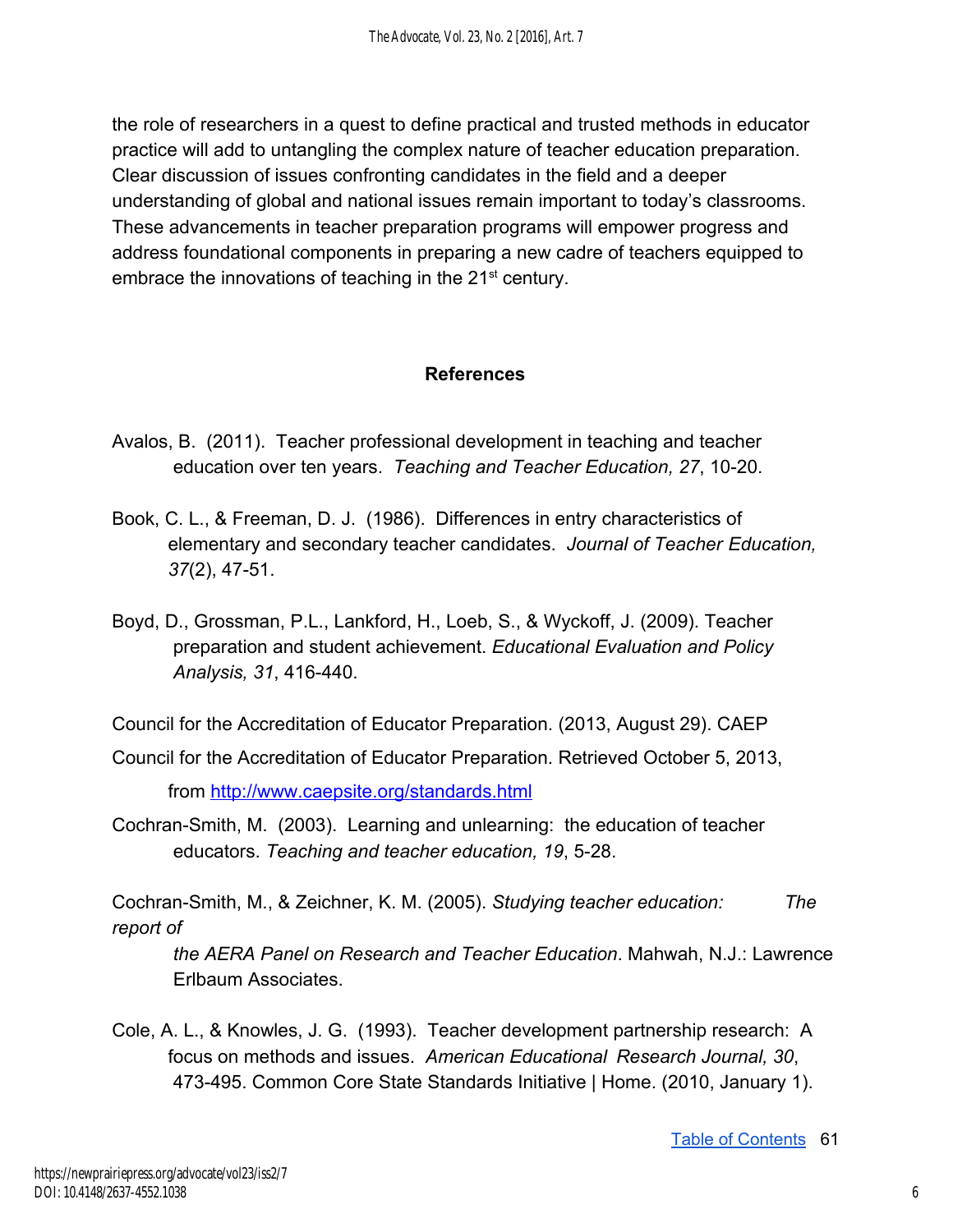the role of researchers in a quest to define practical and trusted methods in educator practice will add to untangling the complex nature of teacher education preparation. Clear discussion of issues confronting candidates in the field and a deeper understanding of global and national issues remain important to today's classrooms. These advancements in teacher preparation programs will empower progress and address foundational components in preparing a new cadre of teachers equipped to embrace the innovations of teaching in the 21st century.

## References

Avalos, B. (2011). Teacher professional development in teaching and teacher education over ten years. *Teaching and Teacher Education, 27*, 10-20.

Book, C. L., & Freeman, D. J. (1986). Differences in entry characteristics of elementary and secondary teacher candidates. *Journal of Teacher Education, 37*(2), 47-51.

Boyd, D., Grossman, P.L., Lankford, H., Loeb, S., & Wyckoff, J. (2009). Teacher preparation and student achievement. *Educational Evaluation and Policy Analysis, 31*, 416-440.

Council for the Accreditation of Educator Preparation. (2013, August 29). CAEP

Council for the Accreditation of Educator Preparation. Retrieved October 5, 2013, from http://www.caepsite.org/standards.html

Cochran-Smith, M. (2003). Learning and unlearning: the education of teacher educators. *Teaching and teacher education, 19*, 5-28.

Cochran-Smith, M., & Zeichner, K. M. (2005). *Studying teacher education: The report of the AERA Panel on Research and Teacher Education*. Mahwah, N.J.: Lawrence Erlbaum Associates.

Cole, A. L., & Knowles, J. G. (1993). Teacher development partnership research: A focus on methods and issues. *American Educational Research Journal, 30*, 473-495. Common Core State Standards Initiative | Home. (2010, January 1).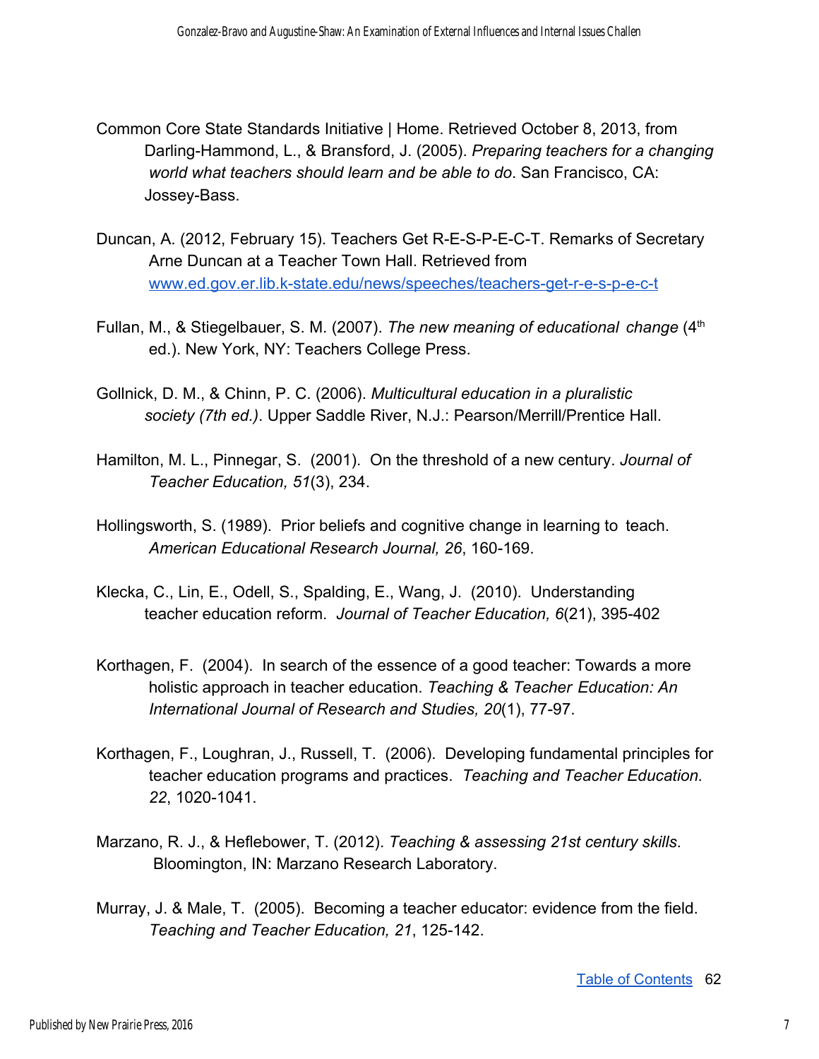Common Core State Standards Initiative | Home. Retrieved October 8, 2013, from Darling-Hammond, L., & Bransford, J. (2005). *Preparing teachers for a changing world what teachers should learn and be able to do*. San Francisco, CA: Jossey-Bass.

Duncan, A. (2012, February 15). Teachers Get R-E-S-P-E-C-T. Remarks of Secretary Arne Duncan at a Teacher Town Hall. Retrieved from [www.ed.gov.er.lib.k-state.edu/news/speeches/teachers-get-r-e-s-p-e-c-t](www.ed.gov.er.lib.k-state.edu/news/speeches/teachers-get-r-e-s-p-e-c-t)

Fullan, M., & Stiegelbauer, S. M. (2007). *The new meaning of educational change* (4th ed.). New York, NY: Teachers College Press.

Gollnick, D. M., & Chinn, P. C. (2006). *Multicultural education in a pluralistic society (7th ed.)*. Upper Saddle River, N.J.: Pearson/Merrill/Prentice Hall.

Hamilton, M. L., Pinnegar, S. (2001). On the threshold of a new century. *Journal of Teacher Education, 51*(3), 234.

Hollingsworth, S. (1989). Prior beliefs and cognitive change in learning to teach. *American Educational Research Journal, 26*, 160-169.

Klecka, C., Lin, E., Odell, S., Spalding, E., Wang, J. (2010). Understanding teacher education reform. *Journal of Teacher Education, 6*(21), 395-402

Korthagen, F. (2004). In search of the essence of a good teacher: Towards a more holistic approach in teacher education. *Teaching & Teacher Education: An International Journal of Research and Studies, 20*(1), 77-97.

Korthagen, F., Loughran, J., Russell, T. (2006). Developing fundamental principles for teacher education programs and practices. *Teaching and Teacher Education. 22*, 1020-1041.

Marzano, R. J., & Heflebower, T. (2012). *Teaching & assessing 21st century skills*. Bloomington, IN: Marzano Research Laboratory.

Murray, J. & Male, T. (2005). Becoming a teacher educator: evidence from the field. *Teaching and Teacher Education, 21*, 125-142.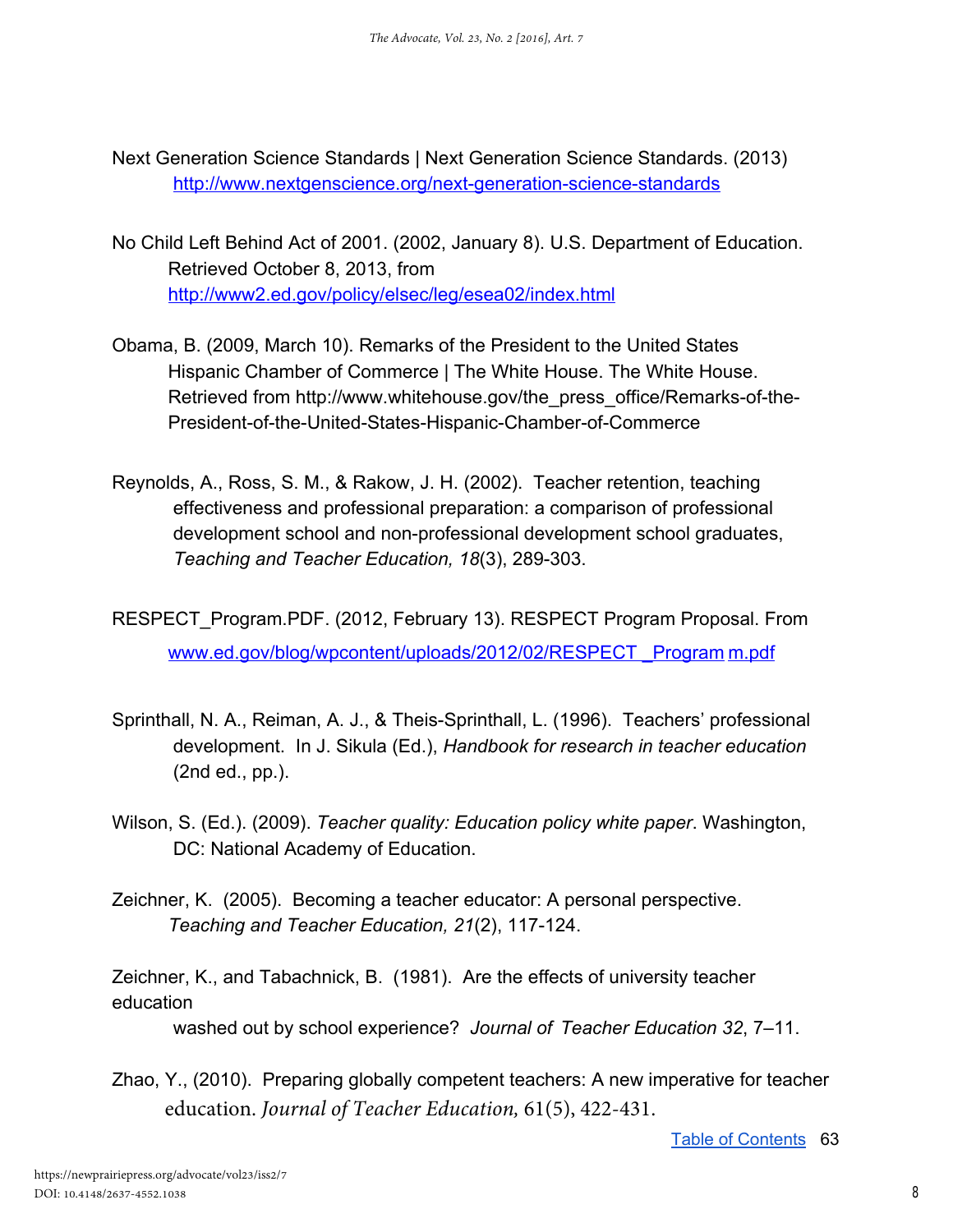Next Generation Science Standards | Next Generation Science Standards. (2013) http://www.nextgenscience.org/next-generation-science-standards

No Child Left Behind Act of 2001. (2002, January 8). U.S. Department of Education. Retrieved October 8, 2013, from http://www2.ed.gov/policy/elsec/leg/esea02/index.html

Obama, B. (2009, March 10). Remarks of the President to the United States Hispanic Chamber of Commerce | The White House. The White House. Retrieved from http://www.whitehouse.gov/the_press_office/Remarks-of-the-President-of-the-United-States-Hispanic-Chamber-of-Commerce

Reynolds, A., Ross, S. M., & Rakow, J. H. (2002). Teacher retention, teaching effectiveness and professional preparation: a comparison of professional development school and non-professional development school graduates, *Teaching and Teacher Education, 18*(3), 289-303.

RESPECT_Program.PDF. (2012, February 13). RESPECT Program Proposal. From www.ed.gov/blog/wpcontent/uploads/2012/02/RESPECT _Program m.pdf

Sprinthall, N. A., Reiman, A. J., & Theis-Sprinthall, L. (1996). Teachers' professional development. In J. Sikula (Ed.), *Handbook for research in teacher education* (2nd ed., pp.).

Wilson, S. (Ed.). (2009). *Teacher quality: Education policy white paper*. Washington, DC: National Academy of Education.

Zeichner, K. (2005). Becoming a teacher educator: A personal perspective. *Teaching and Teacher Education, 21*(2), 117-124.

Zeichner, K., and Tabachnick, B. (1981). Are the effects of university teacher education washed out by school experience? *Journal of Teacher Education 32*, 7–11.

Zhao, Y., (2010). Preparing globally competent teachers: A new imperative for teacher education. *Journal of Teacher Education,* 61(5), 422-431.